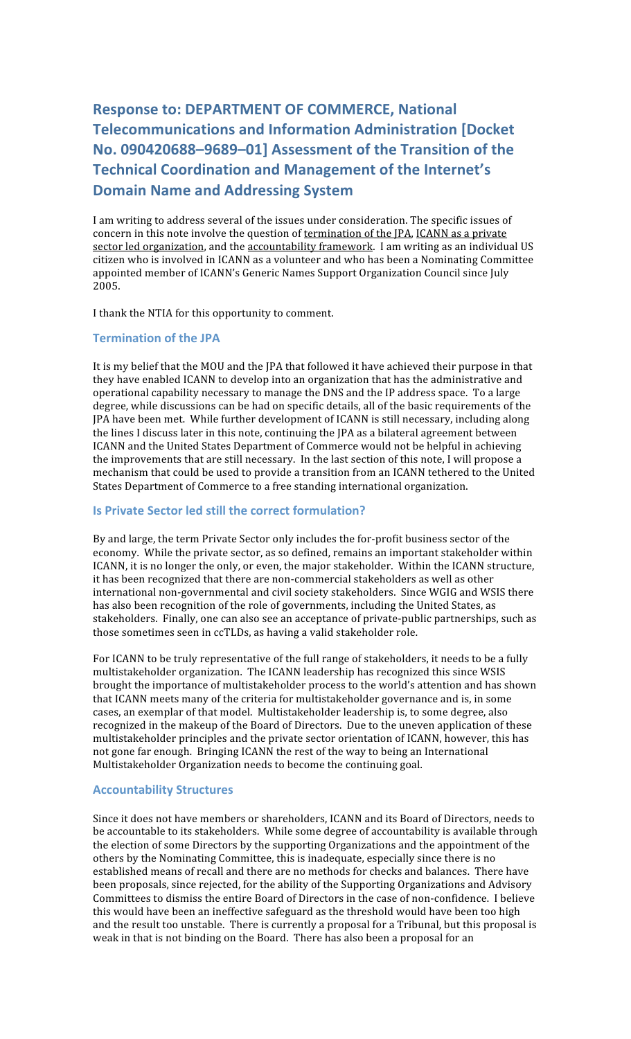# Response to: DEPARTMENT OF COMMERCE, National Telecommunications and Information Administration [Docket No. 090420688–9689–01] Assessment of the Transition of the Technical Coordination and Management of the Internet's Domain Name and Addressing System

I am writing to address several of the issues under consideration. The specific issues of concern in this note involve the question of termination of the JPA, ICANN as a private sector led organization, and the accountability framework. I am writing as an individual US citizen who is involved in ICANN as a volunteer and who has been a Nominating Committee appointed member of ICANN's Generic Names Support Organization Council since July 2005.

I thank the NTIA for this opportunity to comment.

## Termination of the JPA

It is my belief that the MOU and the JPA that followed it have achieved their purpose in that they have enabled ICANN to develop into an organization that has the administrative and operational capability necessary to manage the DNS and the IP address space. To a large degree, while discussions can be had on specific details, all of the basic requirements of the JPA have been met. While further development of ICANN is still necessary, including along the lines I discuss later in this note, continuing the JPA as a bilateral agreement between ICANN and the United States Department of Commerce would not be helpful in achieving the improvements that are still necessary. In the last section of this note, I will propose a mechanism that could be used to provide a transition from an ICANN tethered to the United States Department of Commerce to a free standing international organization.

## Is Private Sector led still the correct formulation?

By and large, the term Private Sector only includes the for-profit business sector of the economy. While the private sector, as so defined, remains an important stakeholder within ICANN, it is no longer the only, or even, the major stakeholder. Within the ICANN structure, it has been recognized that there are non-commercial stakeholders as well as other international non-governmental and civil society stakeholders. Since WGIG and WSIS there has also been recognition of the role of governments, including the United States, as stakeholders. Finally, one can also see an acceptance of private-public partnerships, such as those sometimes seen in ccTLDs, as having a valid stakeholder role.

For ICANN to be truly representative of the full range of stakeholders, it needs to be a fully multistakeholder organization. The ICANN leadership has recognized this since WSIS brought the importance of multistakeholder process to the world's attention and has shown that ICANN meets many of the criteria for multistakeholder governance and is, in some cases, an exemplar of that model. Multistakeholder leadership is, to some degree, also recognized in the makeup of the Board of Directors. Due to the uneven application of these multistakeholder principles and the private sector orientation of ICANN, however, this has not gone far enough. Bringing ICANN the rest of the way to being an International Multistakeholder Organization needs to become the continuing goal.

## Accountability Structures

Since it does not have members or shareholders, ICANN and its Board of Directors, needs to be accountable to its stakeholders. While some degree of accountability is available through the election of some Directors by the supporting Organizations and the appointment of the others by the Nominating Committee, this is inadequate, especially since there is no established means of recall and there are no methods for checks and balances. There have been proposals, since rejected, for the ability of the Supporting Organizations and Advisory Committees to dismiss the entire Board of Directors in the case of non-confidence. I believe this would have been an ineffective safeguard as the threshold would have been too high and the result too unstable. There is currently a proposal for a Tribunal, but this proposal is weak in that is not binding on the Board. There has also been a proposal for an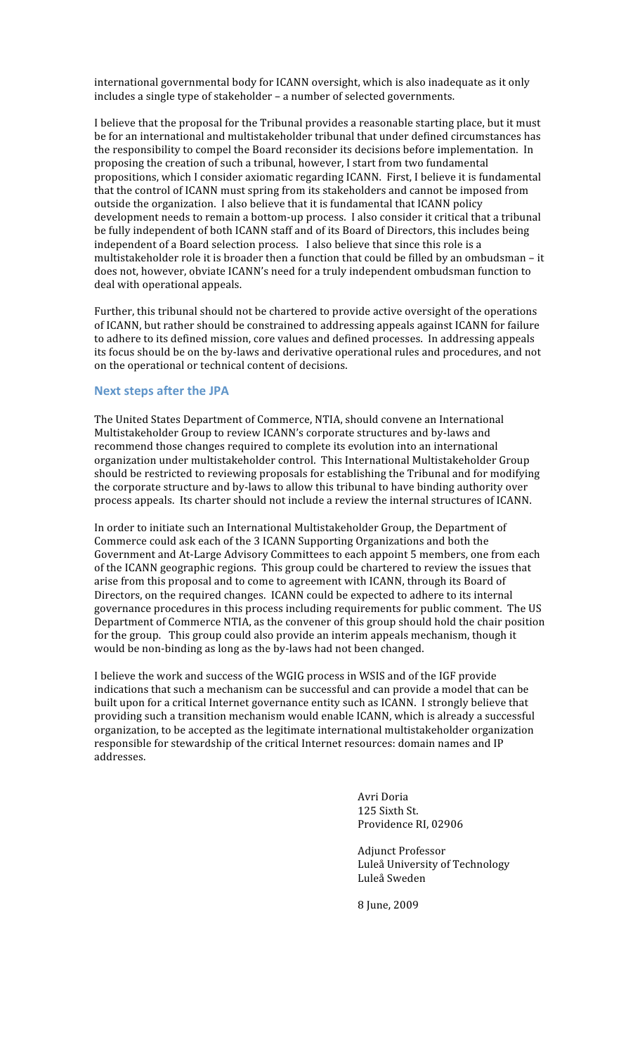international governmental body for ICANN oversight, which is also inadequate as it only includes a single type of stakeholder – a number of selected governments.

I believe that the proposal for the Tribunal provides a reasonable starting place, but it must be for an international and multistakeholder tribunal that under defined circumstances has the responsibility to compel the Board reconsider its decisions before implementation. In proposing the creation of such a tribunal, however, I start from two fundamental propositions, which I consider axiomatic regarding ICANN. First, I believe it is fundamental that the control of ICANN must spring from its stakeholders and cannot be imposed from outside the organization. I also believe that it is fundamental that ICANN policy development needs to remain a bottom-up process. I also consider it critical that a tribunal be fully independent of both ICANN staff and of its Board of Directors, this includes being independent of a Board selection process. I also believe that since this role is a multistakeholder role it is broader then a function that could be filled by an ombudsman – it does not, however, obviate ICANN's need for a truly independent ombudsman function to deal with operational appeals.

Further, this tribunal should not be chartered to provide active oversight of the operations of ICANN, but rather should be constrained to addressing appeals against ICANN for failure to adhere to its defined mission, core values and defined processes. In addressing appeals its focus should be on the by-laws and derivative operational rules and procedures, and not on the operational or technical content of decisions.

## Next steps after the JPA

The United States Department of Commerce, NTIA, should convene an International Multistakeholder Group to review ICANN's corporate structures and by-laws and recommend those changes required to complete its evolution into an international organization under multistakeholder control. This International Multistakeholder Group should be restricted to reviewing proposals for establishing the Tribunal and for modifying the corporate structure and by-laws to allow this tribunal to have binding authority over process appeals. Its charter should not include a review the internal structures of ICANN.

In order to initiate such an International Multistakeholder Group, the Department of Commerce could ask each of the 3 ICANN Supporting Organizations and both the Government and At-Large Advisory Committees to each appoint 5 members, one from each of the ICANN geographic regions. This group could be chartered to review the issues that arise from this proposal and to come to agreement with ICANN, through its Board of Directors, on the required changes. ICANN could be expected to adhere to its internal governance procedures in this process including requirements for public comment. The US Department of Commerce NTIA, as the convener of this group should hold the chair position for the group. This group could also provide an interim appeals mechanism, though it would be non-binding as long as the by-laws had not been changed.

I believe the work and success of the WGIG process in WSIS and of the IGF provide indications that such a mechanism can be successful and can provide a model that can be built upon for a critical Internet governance entity such as ICANN. I strongly believe that providing such a transition mechanism would enable ICANN, which is already a successful organization, to be accepted as the legitimate international multistakeholder organization responsible for stewardship of the critical Internet resources: domain names and IP addresses.

Avri Doria
125 Sixth St.
Providence RI, 02906

Adjunct Professor
Luleå University of Technology
Luleå Sweden

8 June, 2009